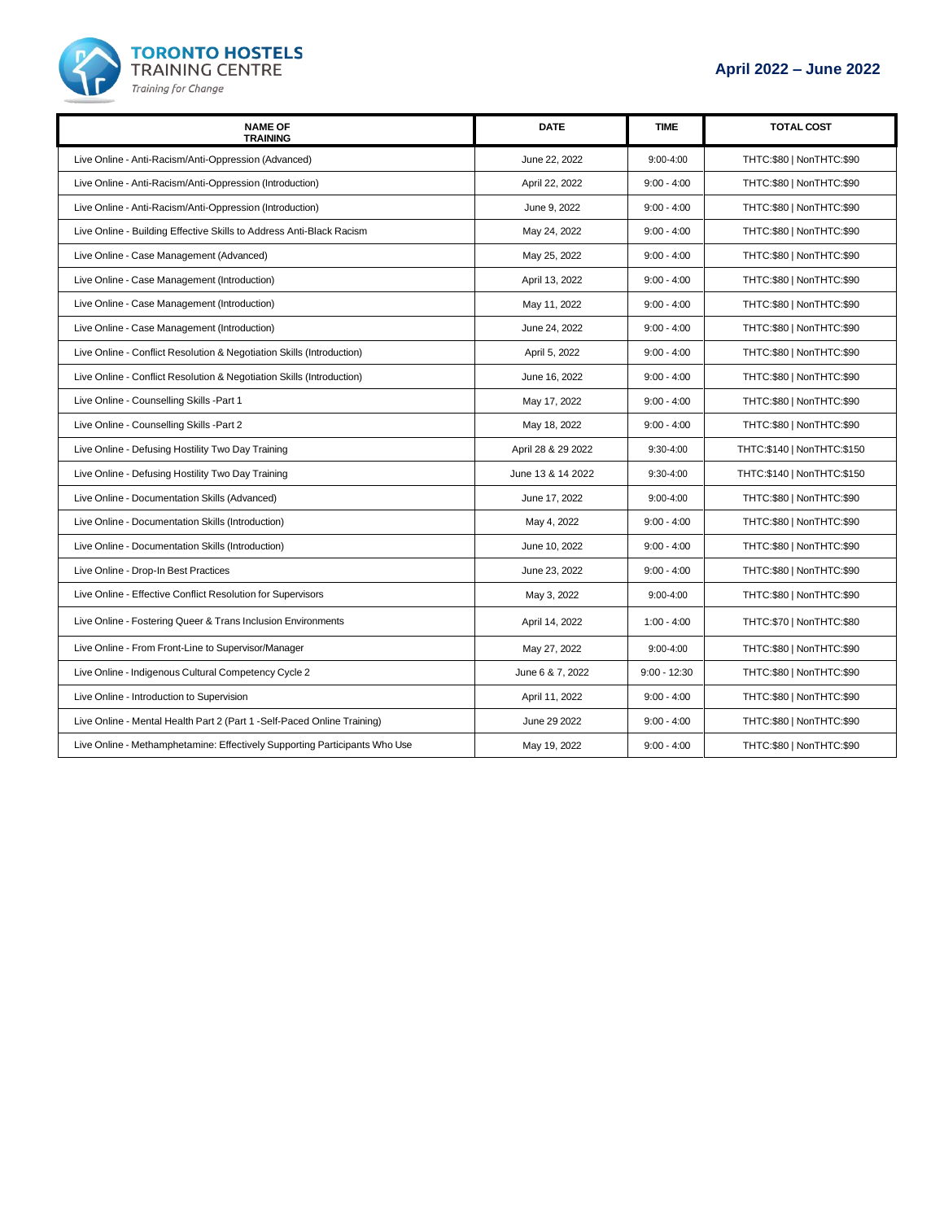# TORONTO HOSTELS TRAINING CENTRE

*Training for Change*

## April 2022 – June 2022

| NAME OF TRAINING | DATE | TIME | TOTAL COST |
|---|---|---|---|
| Live Online - Anti-Racism/Anti-Oppression (Advanced) | June 22, 2022 | 9:00-4:00 | THTC:$80 \| NonTHTC:$90 |
| Live Online - Anti-Racism/Anti-Oppression (Introduction) | April 22, 2022 | 9:00 - 4:00 | THTC:$80 \| NonTHTC:$90 |
| Live Online - Anti-Racism/Anti-Oppression (Introduction) | June 9, 2022 | 9:00 - 4:00 | THTC:$80 \| NonTHTC:$90 |
| Live Online - Building Effective Skills to Address Anti-Black Racism | May 24, 2022 | 9:00 - 4:00 | THTC:$80 \| NonTHTC:$90 |
| Live Online - Case Management (Advanced) | May 25, 2022 | 9:00 - 4:00 | THTC:$80 \| NonTHTC:$90 |
| Live Online - Case Management (Introduction) | April 13, 2022 | 9:00 - 4:00 | THTC:$80 \| NonTHTC:$90 |
| Live Online - Case Management (Introduction) | May 11, 2022 | 9:00 - 4:00 | THTC:$80 \| NonTHTC:$90 |
| Live Online - Case Management (Introduction) | June 24, 2022 | 9:00 - 4:00 | THTC:$80 \| NonTHTC:$90 |
| Live Online - Conflict Resolution & Negotiation Skills (Introduction) | April 5, 2022 | 9:00 - 4:00 | THTC:$80 \| NonTHTC:$90 |
| Live Online - Conflict Resolution & Negotiation Skills (Introduction) | June 16, 2022 | 9:00 - 4:00 | THTC:$80 \| NonTHTC:$90 |
| Live Online - Counselling Skills -Part 1 | May 17, 2022 | 9:00 - 4:00 | THTC:$80 \| NonTHTC:$90 |
| Live Online - Counselling Skills -Part 2 | May 18, 2022 | 9:00 - 4:00 | THTC:$80 \| NonTHTC:$90 |
| Live Online - Defusing Hostility Two Day Training | April 28 & 29 2022 | 9:30-4:00 | THTC:$140 \| NonTHTC:$150 |
| Live Online - Defusing Hostility Two Day Training | June 13 & 14 2022 | 9:30-4:00 | THTC:$140 \| NonTHTC:$150 |
| Live Online - Documentation Skills (Advanced) | June 17, 2022 | 9:00-4:00 | THTC:$80 \| NonTHTC:$90 |
| Live Online - Documentation Skills (Introduction) | May 4, 2022 | 9:00 - 4:00 | THTC:$80 \| NonTHTC:$90 |
| Live Online - Documentation Skills (Introduction) | June 10, 2022 | 9:00 - 4:00 | THTC:$80 \| NonTHTC:$90 |
| Live Online - Drop-In Best Practices | June 23, 2022 | 9:00 - 4:00 | THTC:$80 \| NonTHTC:$90 |
| Live Online - Effective Conflict Resolution for Supervisors | May 3, 2022 | 9:00-4:00 | THTC:$80 \| NonTHTC:$90 |
| Live Online - Fostering Queer & Trans Inclusion Environments | April 14, 2022 | 1:00 - 4:00 | THTC:$70 \| NonTHTC:$80 |
| Live Online - From Front-Line to Supervisor/Manager | May 27, 2022 | 9:00-4:00 | THTC:$80 \| NonTHTC:$90 |
| Live Online - Indigenous Cultural Competency Cycle 2 | June 6 & 7, 2022 | 9:00 - 12:30 | THTC:$80 \| NonTHTC:$90 |
| Live Online - Introduction to Supervision | April 11, 2022 | 9:00 - 4:00 | THTC:$80 \| NonTHTC:$90 |
| Live Online - Mental Health Part 2 (Part 1 -Self-Paced Online Training) | June 29 2022 | 9:00 - 4:00 | THTC:$80 \| NonTHTC:$90 |
| Live Online - Methamphetamine: Effectively Supporting Participants Who Use | May 19, 2022 | 9:00 - 4:00 | THTC:$80 \| NonTHTC:$90 |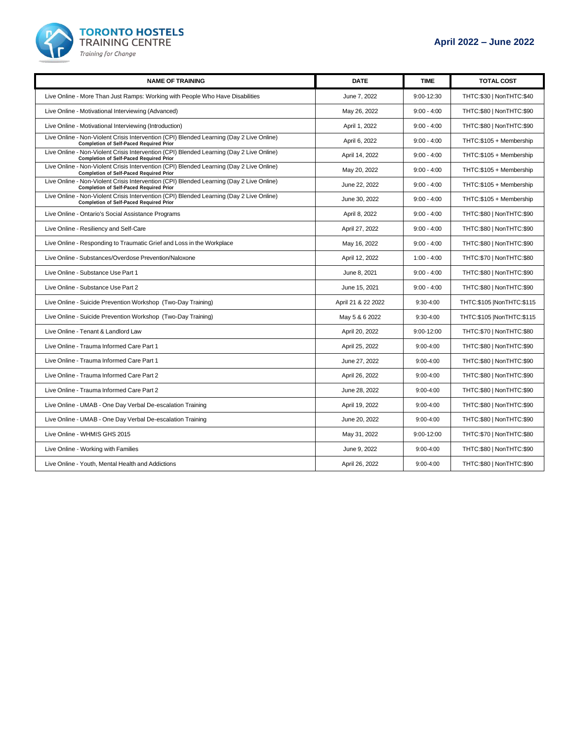# TORONTO HOSTELS TRAINING CENTRE

*Training for Change*

## April 2022 – June 2022

| NAME OF TRAINING | DATE | TIME | TOTAL COST |
|---|---|---|---|
| Live Online - More Than Just Ramps: Working with People Who Have Disabilities | June 7, 2022 | 9:00-12:30 | THTC:$30 \| NonTHTC:$40 |
| Live Online - Motivational Interviewing (Advanced) | May 26, 2022 | 9:00 - 4:00 | THTC:$80 \| NonTHTC:$90 |
| Live Online - Motivational Interviewing (Introduction) | April 1, 2022 | 9:00 - 4:00 | THTC:$80 \| NonTHTC:$90 |
| Live Online - Non-Violent Crisis Intervention (CPI) Blended Learning (Day 2 Live Online) **Completion of Self-Paced Required Prior** | April 6, 2022 | 9:00 - 4:00 | THTC:$105 + Membership |
| Live Online - Non-Violent Crisis Intervention (CPI) Blended Learning (Day 2 Live Online) **Completion of Self-Paced Required Prior** | April 14, 2022 | 9:00 - 4:00 | THTC:$105 + Membership |
| Live Online - Non-Violent Crisis Intervention (CPI) Blended Learning (Day 2 Live Online) **Completion of Self-Paced Required Prior** | May 20, 2022 | 9:00 - 4:00 | THTC:$105 + Membership |
| Live Online - Non-Violent Crisis Intervention (CPI) Blended Learning (Day 2 Live Online) **Completion of Self-Paced Required Prior** | June 22, 2022 | 9:00 - 4:00 | THTC:$105 + Membership |
| Live Online - Non-Violent Crisis Intervention (CPI) Blended Learning (Day 2 Live Online) **Completion of Self-Paced Required Prior** | June 30, 2022 | 9:00 - 4:00 | THTC:$105 + Membership |
| Live Online - Ontario's Social Assistance Programs | April 8, 2022 | 9:00 - 4:00 | THTC:$80 \| NonTHTC:$90 |
| Live Online - Resiliency and Self-Care | April 27, 2022 | 9:00 - 4:00 | THTC:$80 \| NonTHTC:$90 |
| Live Online - Responding to Traumatic Grief and Loss in the Workplace | May 16, 2022 | 9:00 - 4:00 | THTC:$80 \| NonTHTC:$90 |
| Live Online - Substances/Overdose Prevention/Naloxone | April 12, 2022 | 1:00 - 4:00 | THTC:$70 \| NonTHTC:$80 |
| Live Online - Substance Use Part 1 | June 8, 2021 | 9:00 - 4:00 | THTC:$80 \| NonTHTC:$90 |
| Live Online - Substance Use Part 2 | June 15, 2021 | 9:00 - 4:00 | THTC:$80 \| NonTHTC:$90 |
| Live Online - Suicide Prevention Workshop (Two-Day Training) | April 21 & 22 2022 | 9:30-4:00 | THTC:$105 \|NonTHTC:$115 |
| Live Online - Suicide Prevention Workshop (Two-Day Training) | May 5 & 6 2022 | 9:30-4:00 | THTC:$105 \|NonTHTC:$115 |
| Live Online - Tenant & Landlord Law | April 20, 2022 | 9:00-12:00 | THTC:$70 \| NonTHTC:$80 |
| Live Online - Trauma Informed Care Part 1 | April 25, 2022 | 9:00-4:00 | THTC:$80 \| NonTHTC:$90 |
| Live Online - Trauma Informed Care Part 1 | June 27, 2022 | 9:00-4:00 | THTC:$80 \| NonTHTC:$90 |
| Live Online - Trauma Informed Care Part 2 | April 26, 2022 | 9:00-4:00 | THTC:$80 \| NonTHTC:$90 |
| Live Online - Trauma Informed Care Part 2 | June 28, 2022 | 9:00-4:00 | THTC:$80 \| NonTHTC:$90 |
| Live Online - UMAB - One Day Verbal De-escalation Training | April 19, 2022 | 9:00-4:00 | THTC:$80 \| NonTHTC:$90 |
| Live Online - UMAB - One Day Verbal De-escalation Training | June 20, 2022 | 9:00-4:00 | THTC:$80 \| NonTHTC:$90 |
| Live Online - WHMIS GHS 2015 | May 31, 2022 | 9:00-12:00 | THTC:$70 \| NonTHTC:$80 |
| Live Online - Working with Families | June 9, 2022 | 9:00-4:00 | THTC:$80 \| NonTHTC:$90 |
| Live Online - Youth, Mental Health and Addictions | April 26, 2022 | 9:00-4:00 | THTC:$80 \| NonTHTC:$90 |